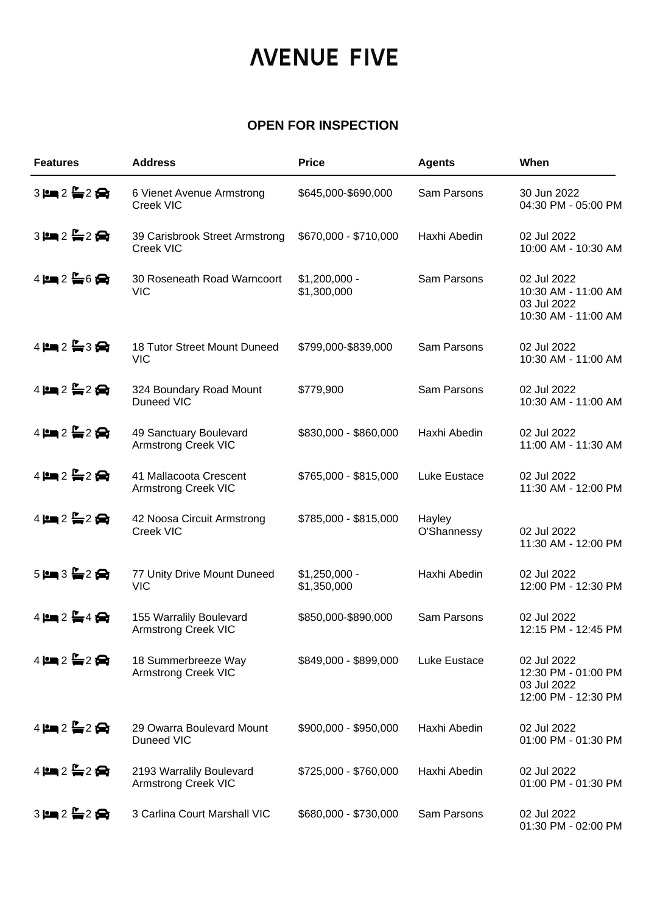# AVENUE FIVE

**OPEN FOR INSPECTION**

| Features | Address | Price | Agents | When |
|---|---|---|---|---|
| 3 🛏 2 🛁 2 🚗 | 6 Vienet Avenue Armstrong Creek VIC | $645,000-$690,000 | Sam Parsons | 30 Jun 2022<br>04:30 PM - 05:00 PM |
| 3 🛏 2 🛁 2 🚗 | 39 Carisbrook Street Armstrong Creek VIC | $670,000 - $710,000 | Haxhi Abedin | 02 Jul 2022<br>10:00 AM - 10:30 AM |
| 4 🛏 2 🛁 6 🚗 | 30 Roseneath Road Warncoort VIC | $1,200,000 - $1,300,000 | Sam Parsons | 02 Jul 2022<br>10:30 AM - 11:00 AM<br>03 Jul 2022<br>10:30 AM - 11:00 AM |
| 4 🛏 2 🛁 3 🚗 | 18 Tutor Street Mount Duneed VIC | $799,000-$839,000 | Sam Parsons | 02 Jul 2022<br>10:30 AM - 11:00 AM |
| 4 🛏 2 🛁 2 🚗 | 324 Boundary Road Mount Duneed VIC | $779,900 | Sam Parsons | 02 Jul 2022<br>10:30 AM - 11:00 AM |
| 4 🛏 2 🛁 2 🚗 | 49 Sanctuary Boulevard Armstrong Creek VIC | $830,000 - $860,000 | Haxhi Abedin | 02 Jul 2022<br>11:00 AM - 11:30 AM |
| 4 🛏 2 🛁 2 🚗 | 41 Mallacoota Crescent Armstrong Creek VIC | $765,000 - $815,000 | Luke Eustace | 02 Jul 2022<br>11:30 AM - 12:00 PM |
| 4 🛏 2 🛁 2 🚗 | 42 Noosa Circuit Armstrong Creek VIC | $785,000 - $815,000 | Hayley O'Shannessy | 02 Jul 2022<br>11:30 AM - 12:00 PM |
| 5 🛏 3 🛁 2 🚗 | 77 Unity Drive Mount Duneed VIC | $1,250,000 - $1,350,000 | Haxhi Abedin | 02 Jul 2022<br>12:00 PM - 12:30 PM |
| 4 🛏 2 🛁 4 🚗 | 155 Warralily Boulevard Armstrong Creek VIC | $850,000-$890,000 | Sam Parsons | 02 Jul 2022<br>12:15 PM - 12:45 PM |
| 4 🛏 2 🛁 2 🚗 | 18 Summerbreeze Way Armstrong Creek VIC | $849,000 - $899,000 | Luke Eustace | 02 Jul 2022<br>12:30 PM - 01:00 PM<br>03 Jul 2022<br>12:00 PM - 12:30 PM |
| 4 🛏 2 🛁 2 🚗 | 29 Owarra Boulevard Mount Duneed VIC | $900,000 - $950,000 | Haxhi Abedin | 02 Jul 2022<br>01:00 PM - 01:30 PM |
| 4 🛏 2 🛁 2 🚗 | 2193 Warralily Boulevard Armstrong Creek VIC | $725,000 - $760,000 | Haxhi Abedin | 02 Jul 2022<br>01:00 PM - 01:30 PM |
| 3 🛏 2 🛁 2 🚗 | 3 Carlina Court Marshall VIC | $680,000 - $730,000 | Sam Parsons | 02 Jul 2022<br>01:30 PM - 02:00 PM |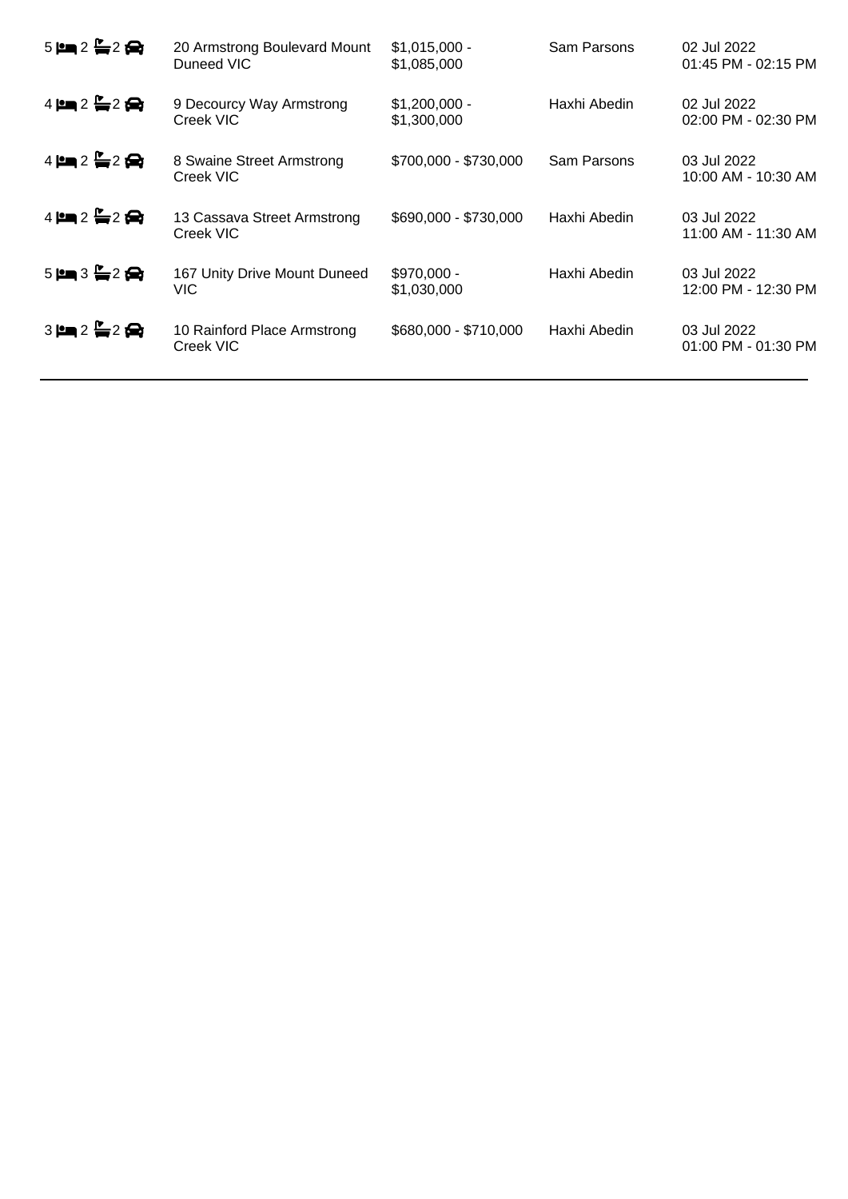| | | | | |
|---|---|---|---|---|
| 5 🛏 2 🛁 2 🚗 | 20 Armstrong Boulevard Mount Duneed VIC | $1,015,000 - $1,085,000 | Sam Parsons | 02 Jul 2022 01:45 PM - 02:15 PM |
| 4 🛏 2 🛁 2 🚗 | 9 Decourcy Way Armstrong Creek VIC | $1,200,000 - $1,300,000 | Haxhi Abedin | 02 Jul 2022 02:00 PM - 02:30 PM |
| 4 🛏 2 🛁 2 🚗 | 8 Swaine Street Armstrong Creek VIC | $700,000 - $730,000 | Sam Parsons | 03 Jul 2022 10:00 AM - 10:30 AM |
| 4 🛏 2 🛁 2 🚗 | 13 Cassava Street Armstrong Creek VIC | $690,000 - $730,000 | Haxhi Abedin | 03 Jul 2022 11:00 AM - 11:30 AM |
| 5 🛏 3 🛁 2 🚗 | 167 Unity Drive Mount Duneed VIC | $970,000 - $1,030,000 | Haxhi Abedin | 03 Jul 2022 12:00 PM - 12:30 PM |
| 3 🛏 2 🛁 2 🚗 | 10 Rainford Place Armstrong Creek VIC | $680,000 - $710,000 | Haxhi Abedin | 03 Jul 2022 01:00 PM - 01:30 PM |